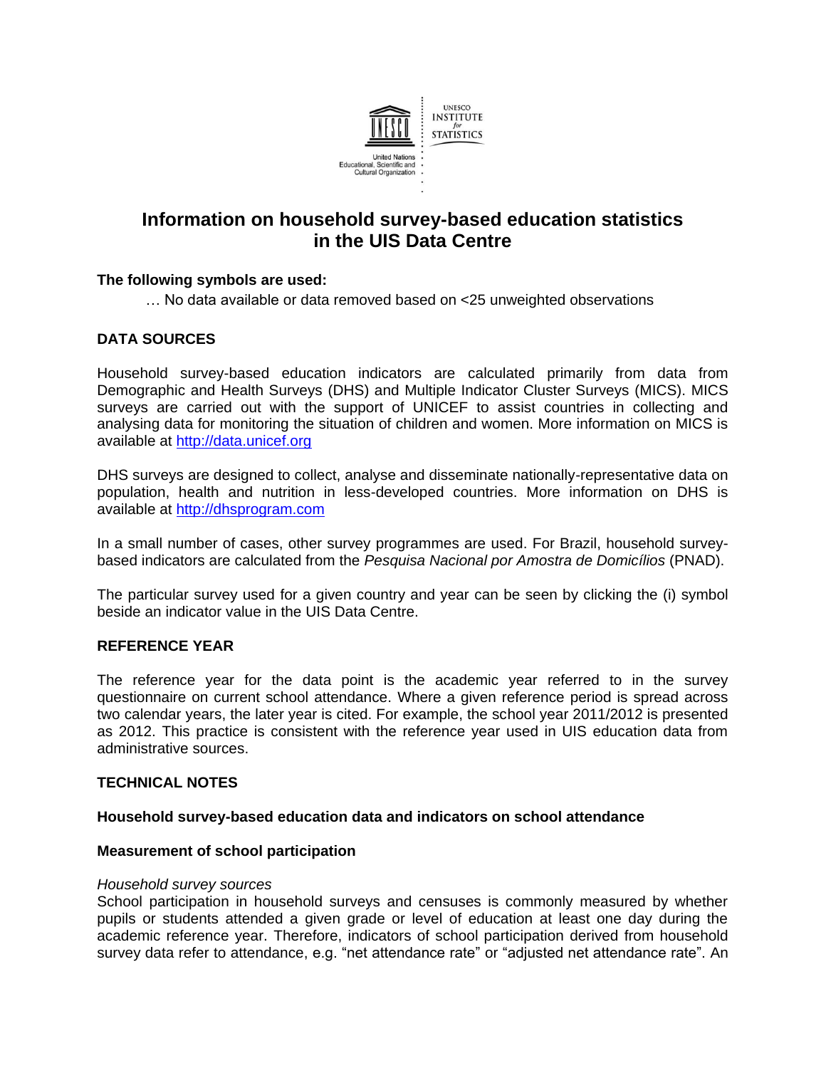# Information on household survey-based education statistics in the UIS Data Centre

**The following symbols are used:**

… No data available or data removed based on <25 unweighted observations

## DATA SOURCES

Household survey-based education indicators are calculated primarily from data from Demographic and Health Surveys (DHS) and Multiple Indicator Cluster Surveys (MICS). MICS surveys are carried out with the support of UNICEF to assist countries in collecting and analysing data for monitoring the situation of children and women. More information on MICS is available at [http://data.unicef.org](http://data.unicef.org)

DHS surveys are designed to collect, analyse and disseminate nationally-representative data on population, health and nutrition in less-developed countries. More information on DHS is available at [http://dhsprogram.com](http://dhsprogram.com)

In a small number of cases, other survey programmes are used. For Brazil, household survey-based indicators are calculated from the *Pesquisa Nacional por Amostra de Domicílios* (PNAD).

The particular survey used for a given country and year can be seen by clicking the (i) symbol beside an indicator value in the UIS Data Centre.

## REFERENCE YEAR

The reference year for the data point is the academic year referred to in the survey questionnaire on current school attendance. Where a given reference period is spread across two calendar years, the later year is cited. For example, the school year 2011/2012 is presented as 2012. This practice is consistent with the reference year used in UIS education data from administrative sources.

## TECHNICAL NOTES

### Household survey-based education data and indicators on school attendance

#### Measurement of school participation

*Household survey sources*

School participation in household surveys and censuses is commonly measured by whether pupils or students attended a given grade or level of education at least one day during the academic reference year. Therefore, indicators of school participation derived from household survey data refer to attendance, e.g. "net attendance rate" or "adjusted net attendance rate". An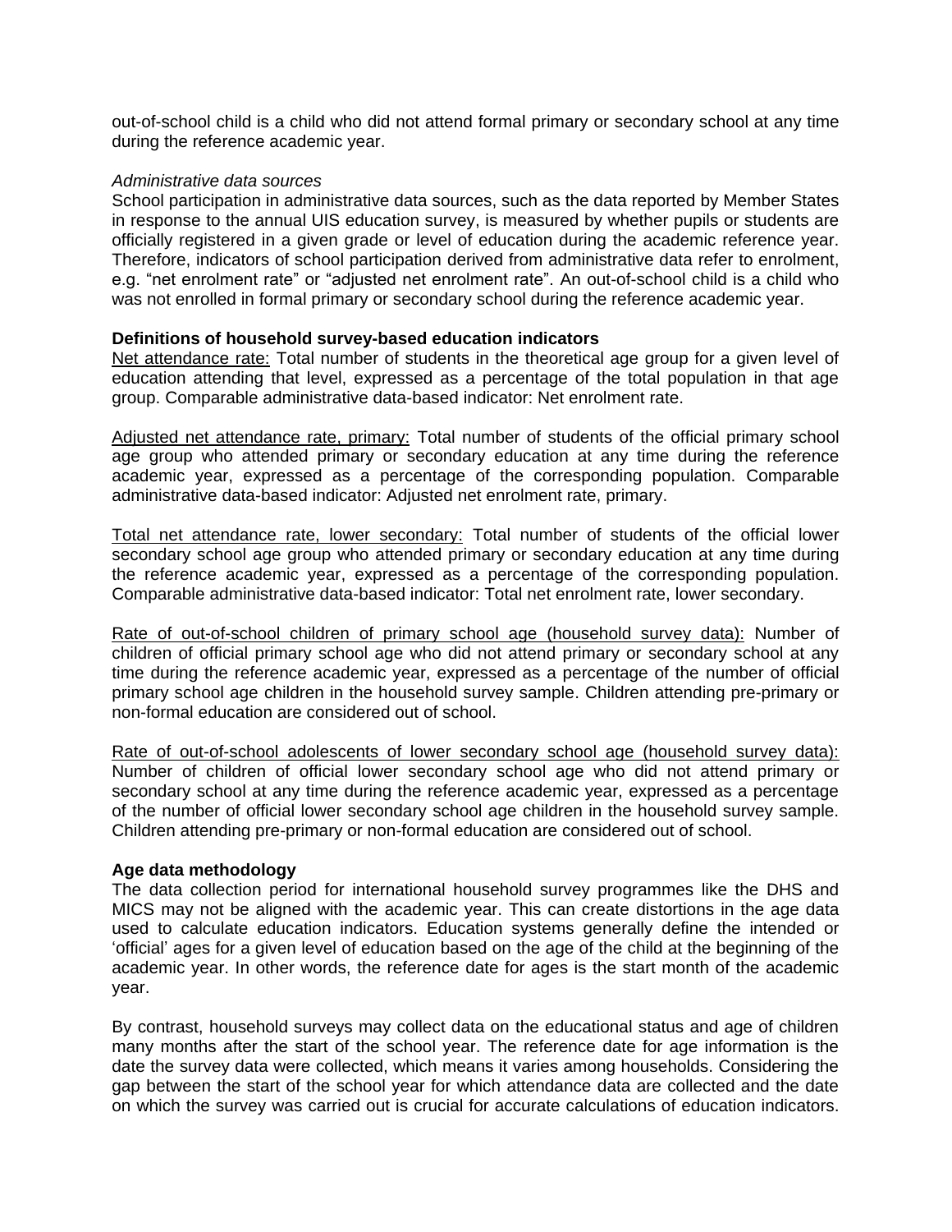out-of-school child is a child who did not attend formal primary or secondary school at any time during the reference academic year.

*Administrative data sources*
School participation in administrative data sources, such as the data reported by Member States in response to the annual UIS education survey, is measured by whether pupils or students are officially registered in a given grade or level of education during the academic reference year. Therefore, indicators of school participation derived from administrative data refer to enrolment, e.g. "net enrolment rate" or "adjusted net enrolment rate". An out-of-school child is a child who was not enrolled in formal primary or secondary school during the reference academic year.

**Definitions of household survey-based education indicators**
Net attendance rate: Total number of students in the theoretical age group for a given level of education attending that level, expressed as a percentage of the total population in that age group. Comparable administrative data-based indicator: Net enrolment rate.

Adjusted net attendance rate, primary: Total number of students of the official primary school age group who attended primary or secondary education at any time during the reference academic year, expressed as a percentage of the corresponding population. Comparable administrative data-based indicator: Adjusted net enrolment rate, primary.

Total net attendance rate, lower secondary: Total number of students of the official lower secondary school age group who attended primary or secondary education at any time during the reference academic year, expressed as a percentage of the corresponding population. Comparable administrative data-based indicator: Total net enrolment rate, lower secondary.

Rate of out-of-school children of primary school age (household survey data): Number of children of official primary school age who did not attend primary or secondary school at any time during the reference academic year, expressed as a percentage of the number of official primary school age children in the household survey sample. Children attending pre-primary or non-formal education are considered out of school.

Rate of out-of-school adolescents of lower secondary school age (household survey data): Number of children of official lower secondary school age who did not attend primary or secondary school at any time during the reference academic year, expressed as a percentage of the number of official lower secondary school age children in the household survey sample. Children attending pre-primary or non-formal education are considered out of school.

**Age data methodology**
The data collection period for international household survey programmes like the DHS and MICS may not be aligned with the academic year. This can create distortions in the age data used to calculate education indicators. Education systems generally define the intended or 'official' ages for a given level of education based on the age of the child at the beginning of the academic year. In other words, the reference date for ages is the start month of the academic year.

By contrast, household surveys may collect data on the educational status and age of children many months after the start of the school year. The reference date for age information is the date the survey data were collected, which means it varies among households. Considering the gap between the start of the school year for which attendance data are collected and the date on which the survey was carried out is crucial for accurate calculations of education indicators.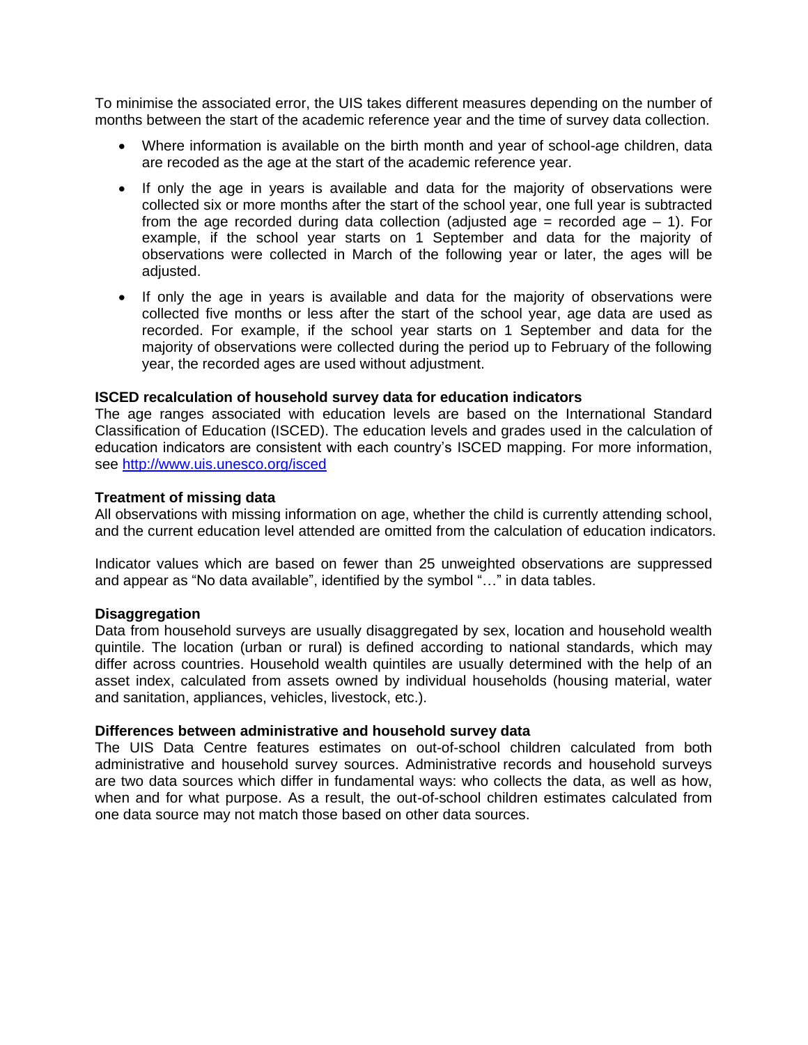To minimise the associated error, the UIS takes different measures depending on the number of months between the start of the academic reference year and the time of survey data collection.

- Where information is available on the birth month and year of school-age children, data are recoded as the age at the start of the academic reference year.
- If only the age in years is available and data for the majority of observations were collected six or more months after the start of the school year, one full year is subtracted from the age recorded during data collection (adjusted age = recorded age – 1). For example, if the school year starts on 1 September and data for the majority of observations were collected in March of the following year or later, the ages will be adjusted.
- If only the age in years is available and data for the majority of observations were collected five months or less after the start of the school year, age data are used as recorded. For example, if the school year starts on 1 September and data for the majority of observations were collected during the period up to February of the following year, the recorded ages are used without adjustment.

**ISCED recalculation of household survey data for education indicators**

The age ranges associated with education levels are based on the International Standard Classification of Education (ISCED). The education levels and grades used in the calculation of education indicators are consistent with each country's ISCED mapping. For more information, see [http://www.uis.unesco.org/isced](http://www.uis.unesco.org/isced)

**Treatment of missing data**

All observations with missing information on age, whether the child is currently attending school, and the current education level attended are omitted from the calculation of education indicators.

Indicator values which are based on fewer than 25 unweighted observations are suppressed and appear as "No data available", identified by the symbol "…" in data tables.

**Disaggregation**

Data from household surveys are usually disaggregated by sex, location and household wealth quintile. The location (urban or rural) is defined according to national standards, which may differ across countries. Household wealth quintiles are usually determined with the help of an asset index, calculated from assets owned by individual households (housing material, water and sanitation, appliances, vehicles, livestock, etc.).

**Differences between administrative and household survey data**

The UIS Data Centre features estimates on out-of-school children calculated from both administrative and household survey sources. Administrative records and household surveys are two data sources which differ in fundamental ways: who collects the data, as well as how, when and for what purpose. As a result, the out-of-school children estimates calculated from one data source may not match those based on other data sources.